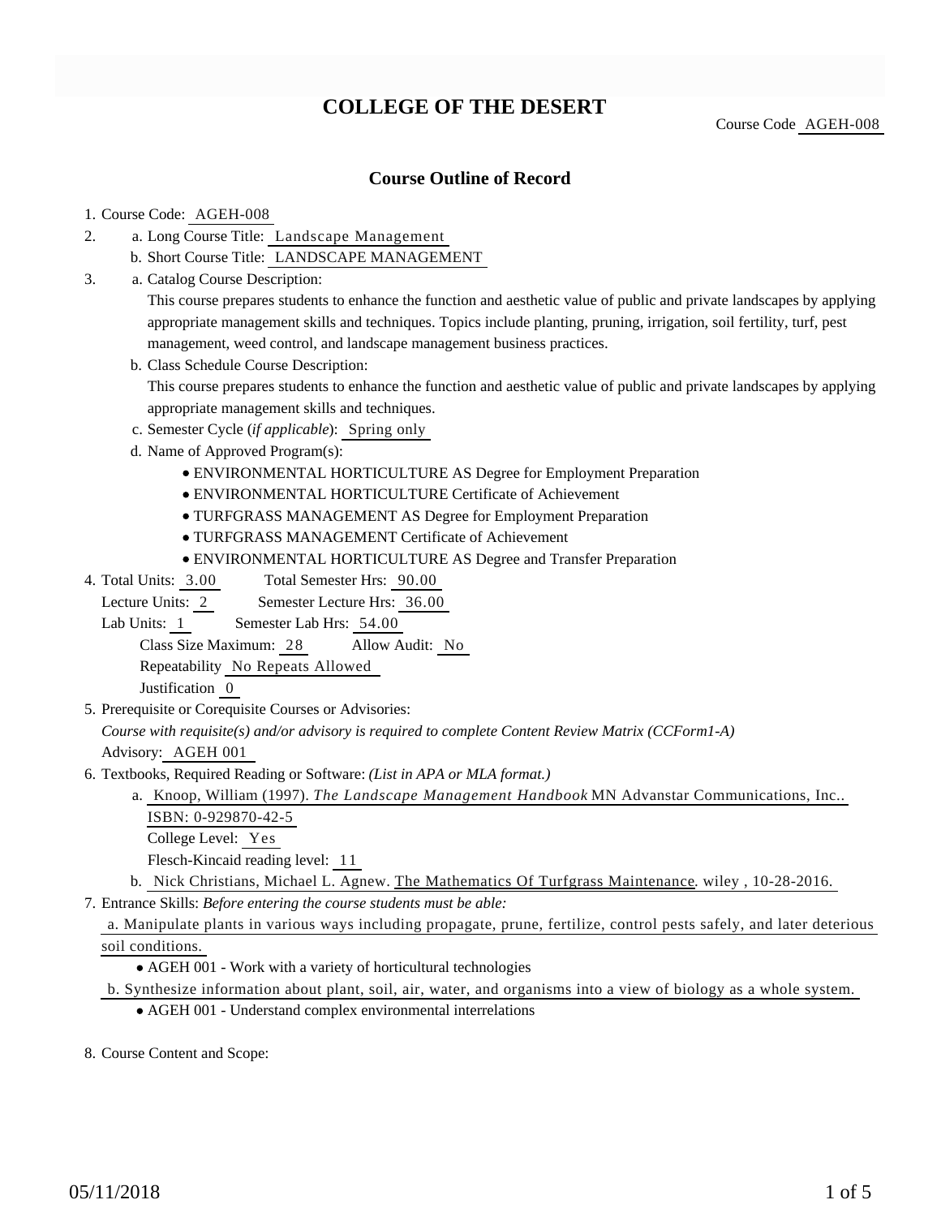# COLLEGE OF THE DESERT

Course Code AGEH-008

## Course Outline of Record

1. Course Code: AGEH-008
2. a. Long Course Title: Landscape Management
   b. Short Course Title: LANDSCAPE MANAGEMENT
3. a. Catalog Course Description:
   This course prepares students to enhance the function and aesthetic value of public and private landscapes by applying appropriate management skills and techniques. Topics include planting, pruning, irrigation, soil fertility, turf, pest management, weed control, and landscape management business practices.
   b. Class Schedule Course Description:
   This course prepares students to enhance the function and aesthetic value of public and private landscapes by applying appropriate management skills and techniques.
   c. Semester Cycle (*if applicable*): Spring only
   d. Name of Approved Program(s):
      - ENVIRONMENTAL HORTICULTURE AS Degree for Employment Preparation
      - ENVIRONMENTAL HORTICULTURE Certificate of Achievement
      - TURFGRASS MANAGEMENT AS Degree for Employment Preparation
      - TURFGRASS MANAGEMENT Certificate of Achievement
      - ENVIRONMENTAL HORTICULTURE AS Degree and Transfer Preparation
4. Total Units: 3.00 Total Semester Hrs: 90.00
   Lecture Units: 2 Semester Lecture Hrs: 36.00
   Lab Units: 1 Semester Lab Hrs: 54.00
   Class Size Maximum: 28 Allow Audit: No
   Repeatability No Repeats Allowed
   Justification 0
5. Prerequisite or Corequisite Courses or Advisories:
   *Course with requisite(s) and/or advisory is required to complete Content Review Matrix (CCForm1-A)*
   Advisory: AGEH 001
6. Textbooks, Required Reading or Software: *(List in APA or MLA format.)*
   a. Knoop, William (1997). *The Landscape Management Handbook* MN Advanstar Communications, Inc.. ISBN: 0-929870-42-5
      College Level: Yes
      Flesch-Kincaid reading level: 11
   b. Nick Christians, Michael L. Agnew. The Mathematics Of Turfgrass Maintenance. wiley , 10-28-2016.
7. Entrance Skills: *Before entering the course students must be able:*
   a. Manipulate plants in various ways including propagate, prune, fertilize, control pests safely, and later deterious soil conditions.
      - AGEH 001 - Work with a variety of horticultural technologies
   b. Synthesize information about plant, soil, air, water, and organisms into a view of biology as a whole system.
      - AGEH 001 - Understand complex environmental interrelations
8. Course Content and Scope: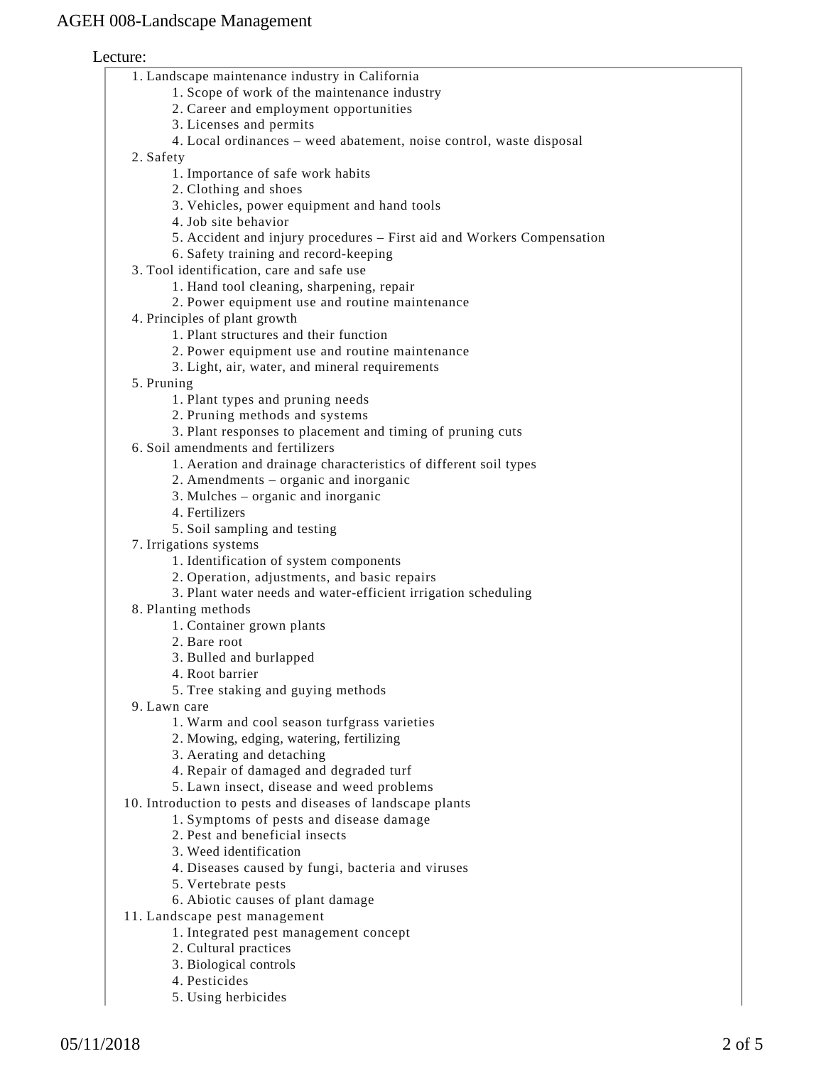Lecture:

1. Landscape maintenance industry in California
    1. Scope of work of the maintenance industry
    2. Career and employment opportunities
    3. Licenses and permits
    4. Local ordinances – weed abatement, noise control, waste disposal
2. Safety
    1. Importance of safe work habits
    2. Clothing and shoes
    3. Vehicles, power equipment and hand tools
    4. Job site behavior
    5. Accident and injury procedures – First aid and Workers Compensation
    6. Safety training and record-keeping
3. Tool identification, care and safe use
    1. Hand tool cleaning, sharpening, repair
    2. Power equipment use and routine maintenance
4. Principles of plant growth
    1. Plant structures and their function
    2. Power equipment use and routine maintenance
    3. Light, air, water, and mineral requirements
5. Pruning
    1. Plant types and pruning needs
    2. Pruning methods and systems
    3. Plant responses to placement and timing of pruning cuts
6. Soil amendments and fertilizers
    1. Aeration and drainage characteristics of different soil types
    2. Amendments – organic and inorganic
    3. Mulches – organic and inorganic
    4. Fertilizers
    5. Soil sampling and testing
7. Irrigations systems
    1. Identification of system components
    2. Operation, adjustments, and basic repairs
    3. Plant water needs and water-efficient irrigation scheduling
8. Planting methods
    1. Container grown plants
    2. Bare root
    3. Bulled and burlapped
    4. Root barrier
    5. Tree staking and guying methods
9. Lawn care
    1. Warm and cool season turfgrass varieties
    2. Mowing, edging, watering, fertilizing
    3. Aerating and detaching
    4. Repair of damaged and degraded turf
    5. Lawn insect, disease and weed problems
10. Introduction to pests and diseases of landscape plants
    1. Symptoms of pests and disease damage
    2. Pest and beneficial insects
    3. Weed identification
    4. Diseases caused by fungi, bacteria and viruses
    5. Vertebrate pests
    6. Abiotic causes of plant damage
11. Landscape pest management
    1. Integrated pest management concept
    2. Cultural practices
    3. Biological controls
    4. Pesticides
    5. Using herbicides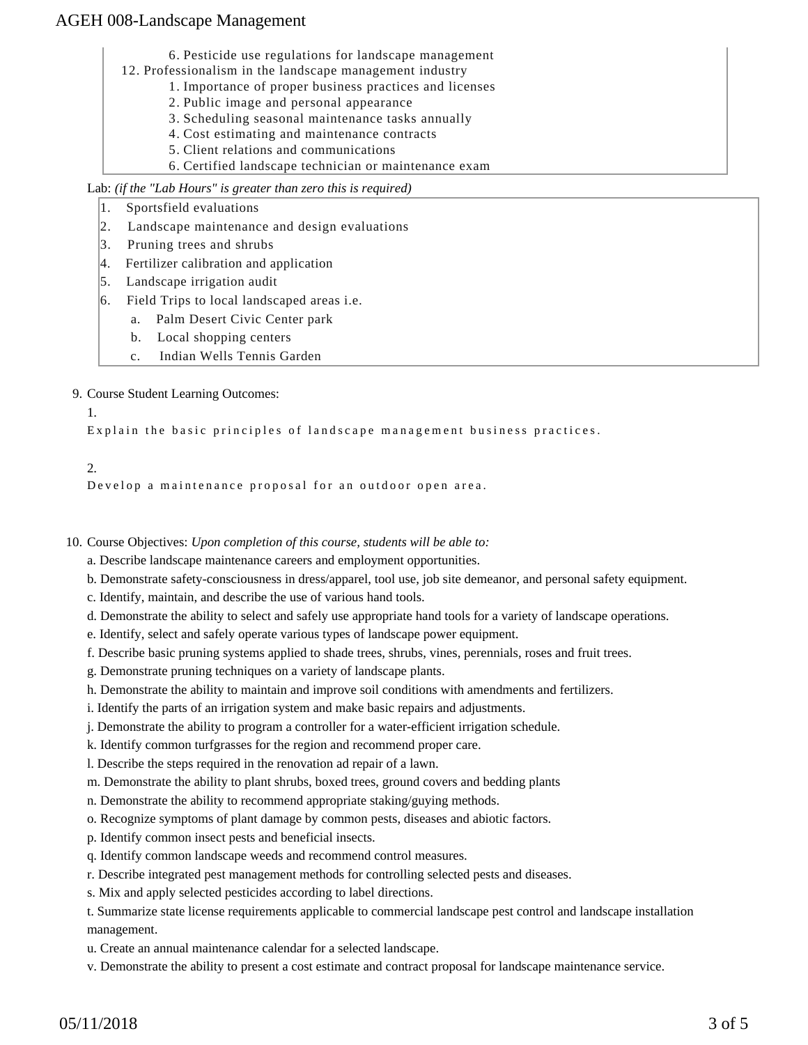6. Pesticide use regulations for landscape management

12. Professionalism in the landscape management industry
    1. Importance of proper business practices and licenses
    2. Public image and personal appearance
    3. Scheduling seasonal maintenance tasks annually
    4. Cost estimating and maintenance contracts
    5. Client relations and communications
    6. Certified landscape technician or maintenance exam

Lab: *(if the "Lab Hours" is greater than zero this is required)*

1. Sportsfield evaluations
2. Landscape maintenance and design evaluations
3. Pruning trees and shrubs
4. Fertilizer calibration and application
5. Landscape irrigation audit
6. Field Trips to local landscaped areas i.e.
    a. Palm Desert Civic Center park
    b. Local shopping centers
    c. Indian Wells Tennis Garden

9. Course Student Learning Outcomes:

1.
Explain the basic principles of landscape management business practices.

2.
Develop a maintenance proposal for an outdoor open area.

10. Course Objectives: *Upon completion of this course, students will be able to:*

a. Describe landscape maintenance careers and employment opportunities.
b. Demonstrate safety-consciousness in dress/apparel, tool use, job site demeanor, and personal safety equipment.
c. Identify, maintain, and describe the use of various hand tools.
d. Demonstrate the ability to select and safely use appropriate hand tools for a variety of landscape operations.
e. Identify, select and safely operate various types of landscape power equipment.
f. Describe basic pruning systems applied to shade trees, shrubs, vines, perennials, roses and fruit trees.
g. Demonstrate pruning techniques on a variety of landscape plants.
h. Demonstrate the ability to maintain and improve soil conditions with amendments and fertilizers.
i. Identify the parts of an irrigation system and make basic repairs and adjustments.
j. Demonstrate the ability to program a controller for a water-efficient irrigation schedule.
k. Identify common turfgrasses for the region and recommend proper care.
l. Describe the steps required in the renovation ad repair of a lawn.
m. Demonstrate the ability to plant shrubs, boxed trees, ground covers and bedding plants
n. Demonstrate the ability to recommend appropriate staking/guying methods.
o. Recognize symptoms of plant damage by common pests, diseases and abiotic factors.
p. Identify common insect pests and beneficial insects.
q. Identify common landscape weeds and recommend control measures.
r. Describe integrated pest management methods for controlling selected pests and diseases.
s. Mix and apply selected pesticides according to label directions.
t. Summarize state license requirements applicable to commercial landscape pest control and landscape installation management.
u. Create an annual maintenance calendar for a selected landscape.
v. Demonstrate the ability to present a cost estimate and contract proposal for landscape maintenance service.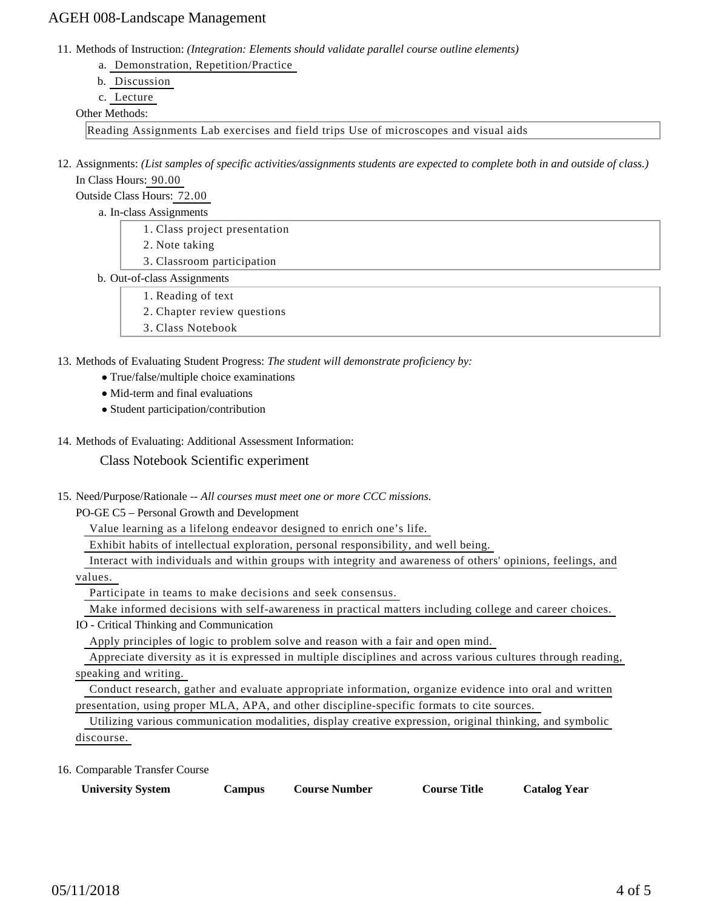11. Methods of Instruction: *(Integration: Elements should validate parallel course outline elements)*
    a. Demonstration, Repetition/Practice
    b. Discussion
    c. Lecture

    Other Methods:

    Reading Assignments Lab exercises and field trips Use of microscopes and visual aids

12. Assignments: *(List samples of specific activities/assignments students are expected to complete both in and outside of class.)*

    In Class Hours: 90.00

    Outside Class Hours: 72.00

    a. In-class Assignments
        1. Class project presentation
        2. Note taking
        3. Classroom participation
    b. Out-of-class Assignments
        1. Reading of text
        2. Chapter review questions
        3. Class Notebook

13. Methods of Evaluating Student Progress: *The student will demonstrate proficiency by:*
    - True/false/multiple choice examinations
    - Mid-term and final evaluations
    - Student participation/contribution

14. Methods of Evaluating: Additional Assessment Information:

    Class Notebook Scientific experiment

15. Need/Purpose/Rationale -- *All courses must meet one or more CCC missions.*

    PO-GE C5 – Personal Growth and Development

    Value learning as a lifelong endeavor designed to enrich one's life.

    Exhibit habits of intellectual exploration, personal responsibility, and well being.

    Interact with individuals and within groups with integrity and awareness of others' opinions, feelings, and values.

    Participate in teams to make decisions and seek consensus.

    Make informed decisions with self-awareness in practical matters including college and career choices.

    IO - Critical Thinking and Communication

    Apply principles of logic to problem solve and reason with a fair and open mind.

    Appreciate diversity as it is expressed in multiple disciplines and across various cultures through reading, speaking and writing.

    Conduct research, gather and evaluate appropriate information, organize evidence into oral and written presentation, using proper MLA, APA, and other discipline-specific formats to cite sources.

    Utilizing various communication modalities, display creative expression, original thinking, and symbolic discourse.

16. Comparable Transfer Course

| University System | Campus | Course Number | Course Title | Catalog Year |
|---|---|---|---|---|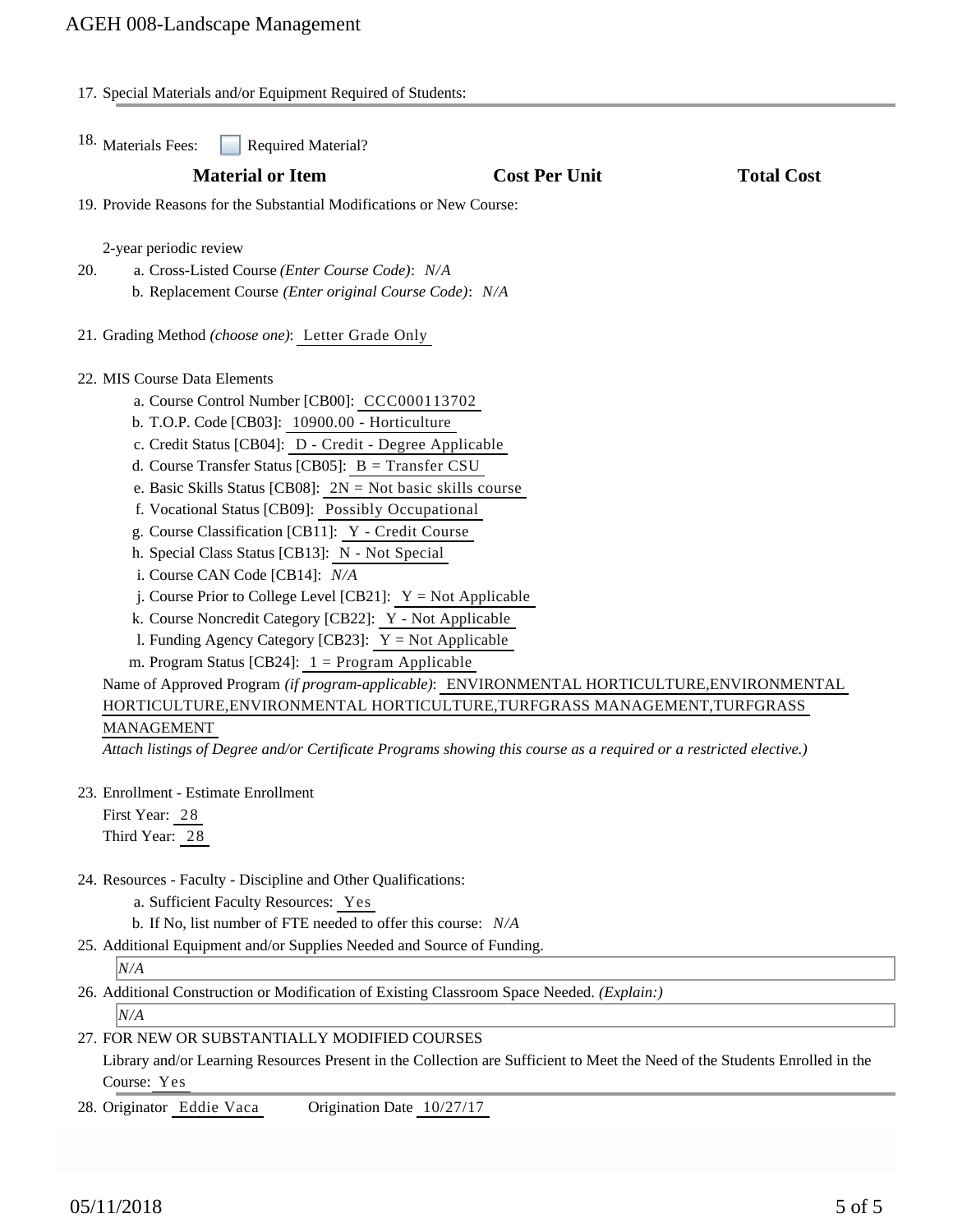17. Special Materials and/or Equipment Required of Students:

18. Materials Fees: ☐ Required Material?

| Material or Item | Cost Per Unit | Total Cost |
|---|---|---|

19. Provide Reasons for the Substantial Modifications or New Course:

    2-year periodic review

20. a. Cross-Listed Course *(Enter Course Code)*: *N/A*
    b. Replacement Course *(Enter original Course Code)*: *N/A*

21. Grading Method *(choose one)*: Letter Grade Only

22. MIS Course Data Elements
    a. Course Control Number [CB00]: CCC000113702
    b. T.O.P. Code [CB03]: 10900.00 - Horticulture
    c. Credit Status [CB04]: D - Credit - Degree Applicable
    d. Course Transfer Status [CB05]: B = Transfer CSU
    e. Basic Skills Status [CB08]: 2N = Not basic skills course
    f. Vocational Status [CB09]: Possibly Occupational
    g. Course Classification [CB11]: Y - Credit Course
    h. Special Class Status [CB13]: N - Not Special
    i. Course CAN Code [CB14]: *N/A*
    j. Course Prior to College Level [CB21]: Y = Not Applicable
    k. Course Noncredit Category [CB22]: Y - Not Applicable
    l. Funding Agency Category [CB23]: Y = Not Applicable
    m. Program Status [CB24]: 1 = Program Applicable

    Name of Approved Program *(if program-applicable)*: ENVIRONMENTAL HORTICULTURE,ENVIRONMENTAL HORTICULTURE,ENVIRONMENTAL HORTICULTURE,TURFGRASS MANAGEMENT,TURFGRASS MANAGEMENT

    *Attach listings of Degree and/or Certificate Programs showing this course as a required or a restricted elective.)*

23. Enrollment - Estimate Enrollment
    First Year: 28
    Third Year: 28

24. Resources - Faculty - Discipline and Other Qualifications:
    a. Sufficient Faculty Resources: Yes
    b. If No, list number of FTE needed to offer this course: *N/A*

25. Additional Equipment and/or Supplies Needed and Source of Funding.

    *N/A*

26. Additional Construction or Modification of Existing Classroom Space Needed. *(Explain:)*

    *N/A*

27. FOR NEW OR SUBSTANTIALLY MODIFIED COURSES
    Library and/or Learning Resources Present in the Collection are Sufficient to Meet the Need of the Students Enrolled in the Course: Yes

28. Originator Eddie Vaca  Origination Date 10/27/17